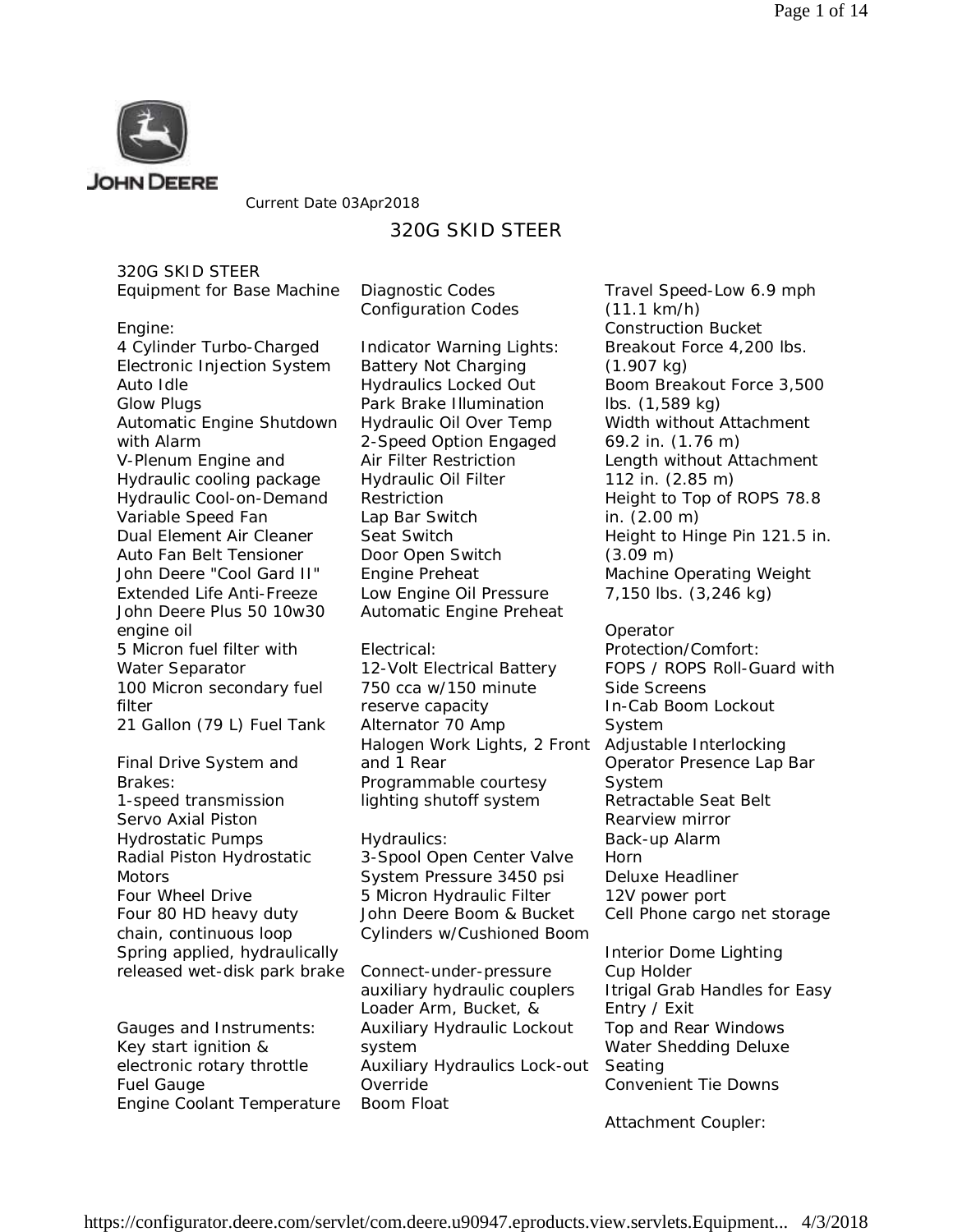Current Date 03Apr2018

# 320G SKID STEER

## 320G SKID STEER

Equipment for Base Machine

**Engine:**

4 Cylinder Turbo-Charged
Electronic Injection System
Auto Idle
Glow Plugs
Automatic Engine Shutdown with Alarm
V-Plenum Engine and Hydraulic cooling package
Hydraulic Cool-on-Demand Variable Speed Fan
Dual Element Air Cleaner
Auto Fan Belt Tensioner
John Deere "Cool Gard II" Extended Life Anti-Freeze
John Deere Plus 50 10w30 engine oil
5 Micron fuel filter with Water Separator
100 Micron secondary fuel filter
21 Gallon (79 L) Fuel Tank

**Final Drive System and Brakes:**

1-speed transmission
Servo Axial Piston Hydrostatic Pumps
Radial Piston Hydrostatic Motors
Four Wheel Drive
Four 80 HD heavy duty chain, continuous loop
Spring applied, hydraulically released wet-disk park brake

**Gauges and Instruments:**

Key start ignition & electronic rotary throttle
Fuel Gauge
Engine Coolant Temperature
Diagnostic Codes
Configuration Codes

**Indicator Warning Lights:**

Battery Not Charging
Hydraulics Locked Out
Park Brake Illumination
Hydraulic Oil Over Temp
2-Speed Option Engaged
Air Filter Restriction
Hydraulic Oil Filter Restriction
Lap Bar Switch
Seat Switch
Door Open Switch
Engine Preheat
Low Engine Oil Pressure
Automatic Engine Preheat

**Electrical:**

12-Volt Electrical Battery 750 cca w/150 minute reserve capacity
Alternator 70 Amp
Halogen Work Lights, 2 Front and 1 Rear
Programmable courtesy lighting shutoff system

**Hydraulics:**

3-Spool Open Center Valve
System Pressure 3450 psi
5 Micron Hydraulic Filter
John Deere Boom & Bucket Cylinders w/Cushioned Boom

Connect-under-pressure auxiliary hydraulic couplers
Loader Arm, Bucket, & Auxiliary Hydraulic Lockout system
Auxiliary Hydraulics Lock-out Override
Boom Float

Travel Speed-Low 6.9 mph (11.1 km/h)
Construction Bucket Breakout Force 4,200 lbs. (1.907 kg)
Boom Breakout Force 3,500 lbs. (1,589 kg)
Width without Attachment 69.2 in. (1.76 m)
Length without Attachment 112 in. (2.85 m)
Height to Top of ROPS 78.8 in. (2.00 m)
Height to Hinge Pin 121.5 in. (3.09 m)
Machine Operating Weight 7,150 lbs. (3,246 kg)

**Operator Protection/Comfort:**

FOPS / ROPS Roll-Guard with Side Screens
In-Cab Boom Lockout System
Adjustable Interlocking Operator Presence Lap Bar System
Retractable Seat Belt
Rearview mirror
Back-up Alarm
Horn
Deluxe Headliner
12V power port
Cell Phone cargo net storage

Interior Dome Lighting
Cup Holder
Itrigal Grab Handles for Easy Entry / Exit
Top and Rear Windows
Water Shedding Deluxe Seating
Convenient Tie Downs

**Attachment Coupler:**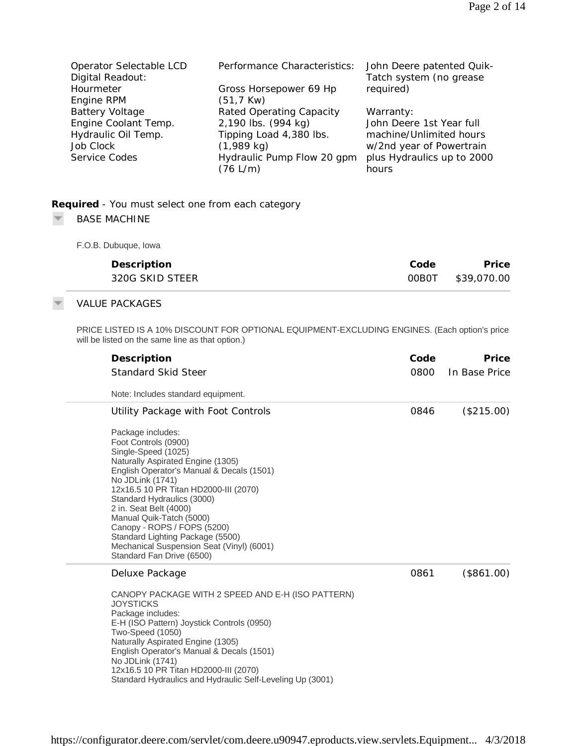Operator Selectable LCD Digital Readout:
Hourmeter
Engine RPM
Battery Voltage
Engine Coolant Temp.
Hydraulic Oil Temp.
Job Clock
Service Codes

Performance Characteristics:

Gross Horsepower 69 Hp (51,7 Kw)
Rated Operating Capacity 2,190 lbs. (994 kg)
Tipping Load 4,380 lbs. (1,989 kg)
Hydraulic Pump Flow 20 gpm (76 L/m)

John Deere patented Quik-Tatch system (no grease required)

Warranty:
John Deere 1st Year full machine/Unlimited hours w/2nd year of Powertrain plus Hydraulics up to 2000 hours

**Required** - You must select one from each category

## BASE MACHINE

F.O.B. Dubuque, Iowa

| Description | Code | Price |
|---|---|---|
| 320G SKID STEER | 00B0T | $39,070.00 |

## VALUE PACKAGES

PRICE LISTED IS A 10% DISCOUNT FOR OPTIONAL EQUIPMENT-EXCLUDING ENGINES. (Each option's price will be listed on the same line as that option.)

| Description | Code | Price |
|---|---|---|
| Standard Skid Steer | 0800 | In Base Price |
| Note: Includes standard equipment. | | |
| Utility Package with Foot Controls | 0846 | ($215.00) |
| Package includes:<br>Foot Controls (0900)<br>Single-Speed (1025)<br>Naturally Aspirated Engine (1305)<br>English Operator's Manual & Decals (1501)<br>No JDLink (1741)<br>12x16.5 10 PR Titan HD2000-III (2070)<br>Standard Hydraulics (3000)<br>2 in. Seat Belt (4000)<br>Manual Quik-Tatch (5000)<br>Canopy - ROPS / FOPS (5200)<br>Standard Lighting Package (5500)<br>Mechanical Suspension Seat (Vinyl) (6001)<br>Standard Fan Drive (6500) | | |
| Deluxe Package | 0861 | ($861.00) |
| CANOPY PACKAGE WITH 2 SPEED AND E-H (ISO PATTERN) JOYSTICKS<br>Package includes:<br>E-H (ISO Pattern) Joystick Controls (0950)<br>Two-Speed (1050)<br>Naturally Aspirated Engine (1305)<br>English Operator's Manual & Decals (1501)<br>No JDLink (1741)<br>12x16.5 10 PR Titan HD2000-III (2070)<br>Standard Hydraulics and Hydraulic Self-Leveling Up (3001) | | |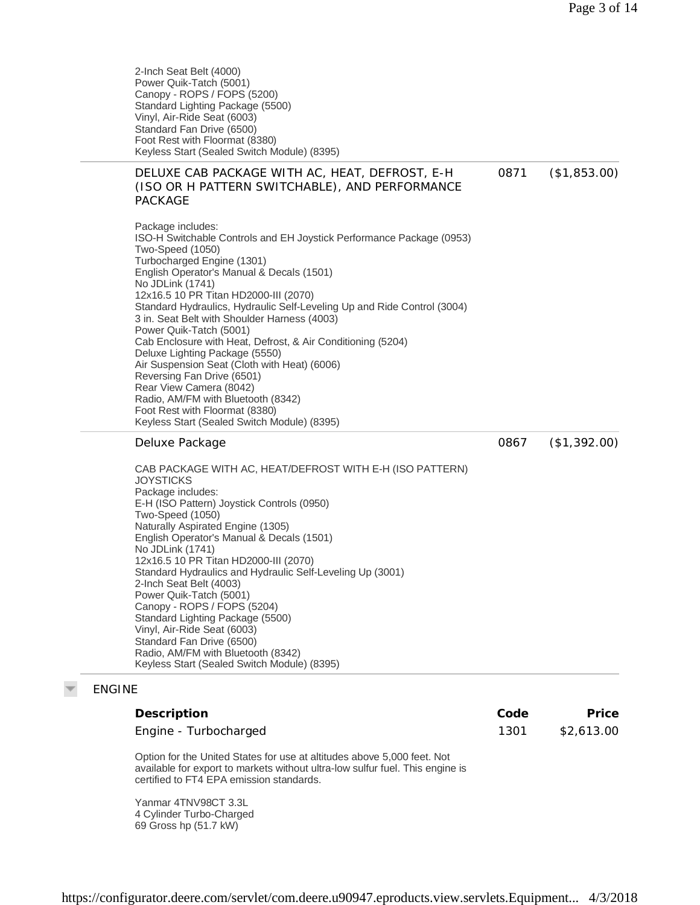2-Inch Seat Belt (4000)
Power Quik-Tatch (5001)
Canopy - ROPS / FOPS (5200)
Standard Lighting Package (5500)
Vinyl, Air-Ride Seat (6003)
Standard Fan Drive (6500)
Foot Rest with Floormat (8380)
Keyless Start (Sealed Switch Module) (8395)

| | | |
|---|---|---|
| DELUXE CAB PACKAGE WITH AC, HEAT, DEFROST, E-H (ISO OR H PATTERN SWITCHABLE), AND PERFORMANCE PACKAGE | 0871 | ($1,853.00) |

Package includes:
ISO-H Switchable Controls and EH Joystick Performance Package (0953)
Two-Speed (1050)
Turbocharged Engine (1301)
English Operator's Manual & Decals (1501)
No JDLink (1741)
12x16.5 10 PR Titan HD2000-III (2070)
Standard Hydraulics, Hydraulic Self-Leveling Up and Ride Control (3004)
3 in. Seat Belt with Shoulder Harness (4003)
Power Quik-Tatch (5001)
Cab Enclosure with Heat, Defrost, & Air Conditioning (5204)
Deluxe Lighting Package (5550)
Air Suspension Seat (Cloth with Heat) (6006)
Reversing Fan Drive (6501)
Rear View Camera (8042)
Radio, AM/FM with Bluetooth (8342)
Foot Rest with Floormat (8380)
Keyless Start (Sealed Switch Module) (8395)

| | | |
|---|---|---|
| Deluxe Package | 0867 | ($1,392.00) |

CAB PACKAGE WITH AC, HEAT/DEFROST WITH E-H (ISO PATTERN) JOYSTICKS
Package includes:
E-H (ISO Pattern) Joystick Controls (0950)
Two-Speed (1050)
Naturally Aspirated Engine (1305)
English Operator's Manual & Decals (1501)
No JDLink (1741)
12x16.5 10 PR Titan HD2000-III (2070)
Standard Hydraulics and Hydraulic Self-Leveling Up (3001)
2-Inch Seat Belt (4003)
Power Quik-Tatch (5001)
Canopy - ROPS / FOPS (5204)
Standard Lighting Package (5500)
Vinyl, Air-Ride Seat (6003)
Standard Fan Drive (6500)
Radio, AM/FM with Bluetooth (8342)
Keyless Start (Sealed Switch Module) (8395)

## ENGINE

| Description | Code | Price |
|---|---|---|
| Engine - Turbocharged | 1301 | $2,613.00 |

Option for the United States for use at altitudes above 5,000 feet. Not available for export to markets without ultra-low sulfur fuel. This engine is certified to FT4 EPA emission standards.

Yanmar 4TNV98CT 3.3L
4 Cylinder Turbo-Charged
69 Gross hp (51.7 kW)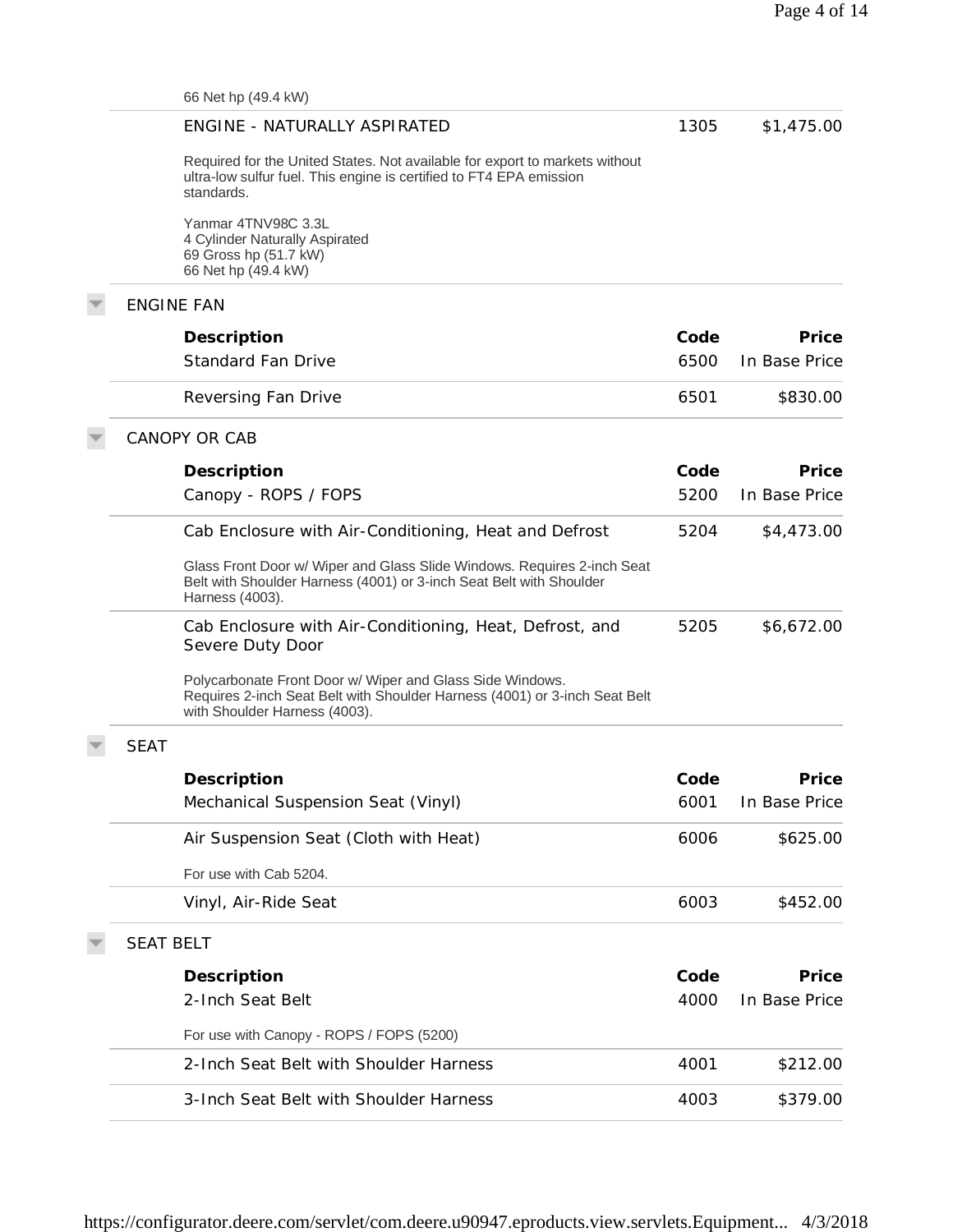66 Net hp (49.4 kW)

| Description | Code | Price |
|---|---|---|
| ENGINE - NATURALLY ASPIRATED<br>Required for the United States. Not available for export to markets without ultra-low sulfur fuel. This engine is certified to FT4 EPA emission standards.<br>Yanmar 4TNV98C 3.3L<br>4 Cylinder Naturally Aspirated<br>69 Gross hp (51.7 kW)<br>66 Net hp (49.4 kW) | 1305 | $1,475.00 |

## ENGINE FAN

| Description | Code | Price |
|---|---|---|
| Standard Fan Drive | 6500 | In Base Price |
| Reversing Fan Drive | 6501 | $830.00 |

## CANOPY OR CAB

| Description | Code | Price |
|---|---|---|
| Canopy - ROPS / FOPS | 5200 | In Base Price |
| Cab Enclosure with Air-Conditioning, Heat and Defrost<br>Glass Front Door w/ Wiper and Glass Slide Windows. Requires 2-inch Seat Belt with Shoulder Harness (4001) or 3-inch Seat Belt with Shoulder Harness (4003). | 5204 | $4,473.00 |
| Cab Enclosure with Air-Conditioning, Heat, Defrost, and Severe Duty Door<br>Polycarbonate Front Door w/ Wiper and Glass Side Windows. Requires 2-inch Seat Belt with Shoulder Harness (4001) or 3-inch Seat Belt with Shoulder Harness (4003). | 5205 | $6,672.00 |

## SEAT

| Description | Code | Price |
|---|---|---|
| Mechanical Suspension Seat (Vinyl) | 6001 | In Base Price |
| Air Suspension Seat (Cloth with Heat)<br>For use with Cab 5204. | 6006 | $625.00 |
| Vinyl, Air-Ride Seat | 6003 | $452.00 |

## SEAT BELT

| Description | Code | Price |
|---|---|---|
| 2-Inch Seat Belt<br>For use with Canopy - ROPS / FOPS (5200) | 4000 | In Base Price |
| 2-Inch Seat Belt with Shoulder Harness | 4001 | $212.00 |
| 3-Inch Seat Belt with Shoulder Harness | 4003 | $379.00 |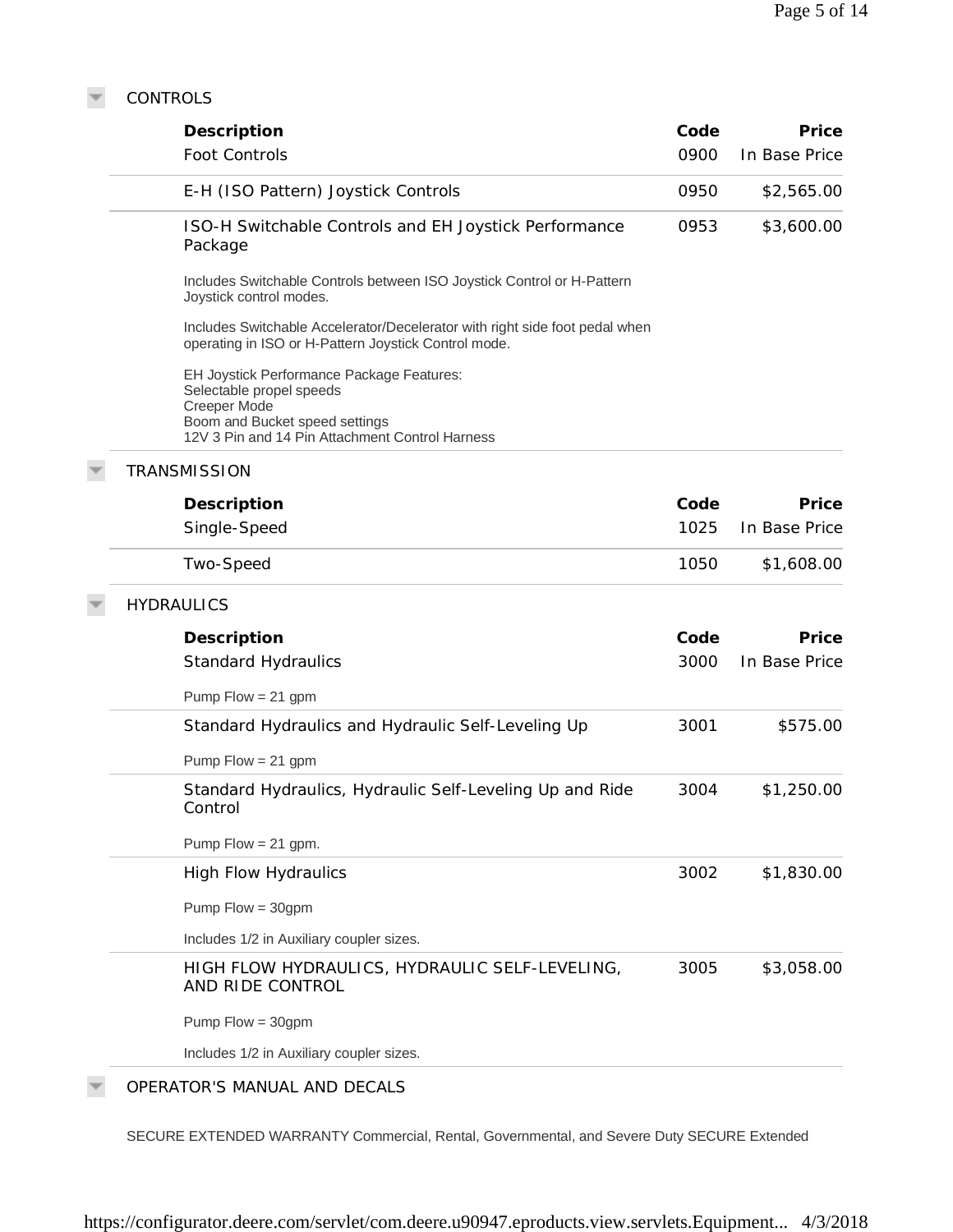## CONTROLS

| Description | Code | Price |
|---|---|---|
| Foot Controls | 0900 | In Base Price |
| E-H (ISO Pattern) Joystick Controls | 0950 | $2,565.00 |
| ISO-H Switchable Controls and EH Joystick Performance Package | 0953 | $3,600.00 |

Includes Switchable Controls between ISO Joystick Control or H-Pattern Joystick control modes.

Includes Switchable Accelerator/Decelerator with right side foot pedal when operating in ISO or H-Pattern Joystick Control mode.

EH Joystick Performance Package Features:
Selectable propel speeds
Creeper Mode
Boom and Bucket speed settings
12V 3 Pin and 14 Pin Attachment Control Harness

## TRANSMISSION

| Description | Code | Price |
|---|---|---|
| Single-Speed | 1025 | In Base Price |
| Two-Speed | 1050 | $1,608.00 |

## HYDRAULICS

| Description | Code | Price |
|---|---|---|
| Standard Hydraulics<br>Pump Flow = 21 gpm | 3000 | In Base Price |
| Standard Hydraulics and Hydraulic Self-Leveling Up<br>Pump Flow = 21 gpm | 3001 | $575.00 |
| Standard Hydraulics, Hydraulic Self-Leveling Up and Ride Control<br>Pump Flow = 21 gpm. | 3004 | $1,250.00 |
| High Flow Hydraulics<br>Pump Flow = 30gpm<br>Includes 1/2 in Auxiliary coupler sizes. | 3002 | $1,830.00 |
| HIGH FLOW HYDRAULICS, HYDRAULIC SELF-LEVELING, AND RIDE CONTROL<br>Pump Flow = 30gpm<br>Includes 1/2 in Auxiliary coupler sizes. | 3005 | $3,058.00 |

## OPERATOR'S MANUAL AND DECALS

SECURE EXTENDED WARRANTY Commercial, Rental, Governmental, and Severe Duty SECURE Extended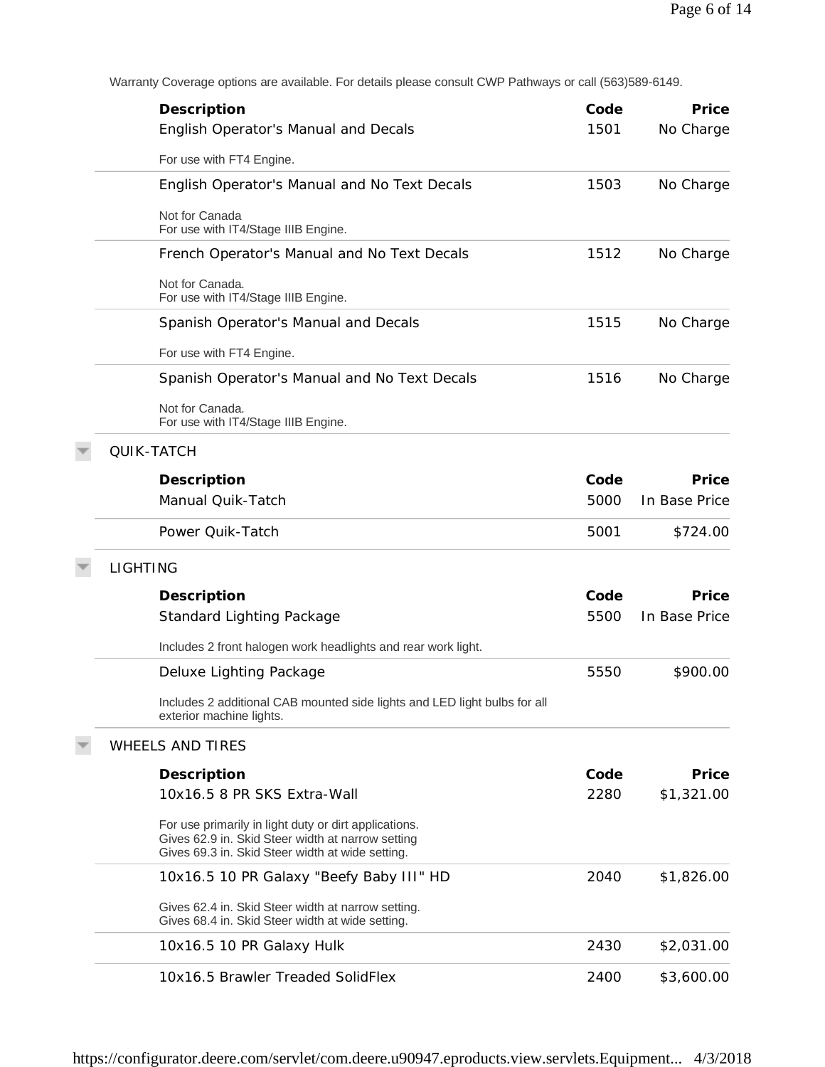Warranty Coverage options are available. For details please consult CWP Pathways or call (563)589-6149.

| Description | Code | Price |
|---|---|---|
| English Operator's Manual and Decals<br>For use with FT4 Engine. | 1501 | No Charge |
| English Operator's Manual and No Text Decals<br>Not for Canada<br>For use with IT4/Stage IIIB Engine. | 1503 | No Charge |
| French Operator's Manual and No Text Decals<br>Not for Canada.<br>For use with IT4/Stage IIIB Engine. | 1512 | No Charge |
| Spanish Operator's Manual and Decals<br>For use with FT4 Engine. | 1515 | No Charge |
| Spanish Operator's Manual and No Text Decals<br>Not for Canada.<br>For use with IT4/Stage IIIB Engine. | 1516 | No Charge |

## QUIK-TATCH

| Description | Code | Price |
|---|---|---|
| Manual Quik-Tatch | 5000 | In Base Price |
| Power Quik-Tatch | 5001 | $724.00 |

## LIGHTING

| Description | Code | Price |
|---|---|---|
| Standard Lighting Package<br>Includes 2 front halogen work headlights and rear work light. | 5500 | In Base Price |
| Deluxe Lighting Package<br>Includes 2 additional CAB mounted side lights and LED light bulbs for all exterior machine lights. | 5550 | $900.00 |

## WHEELS AND TIRES

| Description | Code | Price |
|---|---|---|
| 10x16.5 8 PR SKS Extra-Wall<br>For use primarily in light duty or dirt applications.<br>Gives 62.9 in. Skid Steer width at narrow setting<br>Gives 69.3 in. Skid Steer width at wide setting. | 2280 | $1,321.00 |
| 10x16.5 10 PR Galaxy "Beefy Baby III" HD<br>Gives 62.4 in. Skid Steer width at narrow setting.<br>Gives 68.4 in. Skid Steer width at wide setting. | 2040 | $1,826.00 |
| 10x16.5 10 PR Galaxy Hulk | 2430 | $2,031.00 |
| 10x16.5 Brawler Treaded SolidFlex | 2400 | $3,600.00 |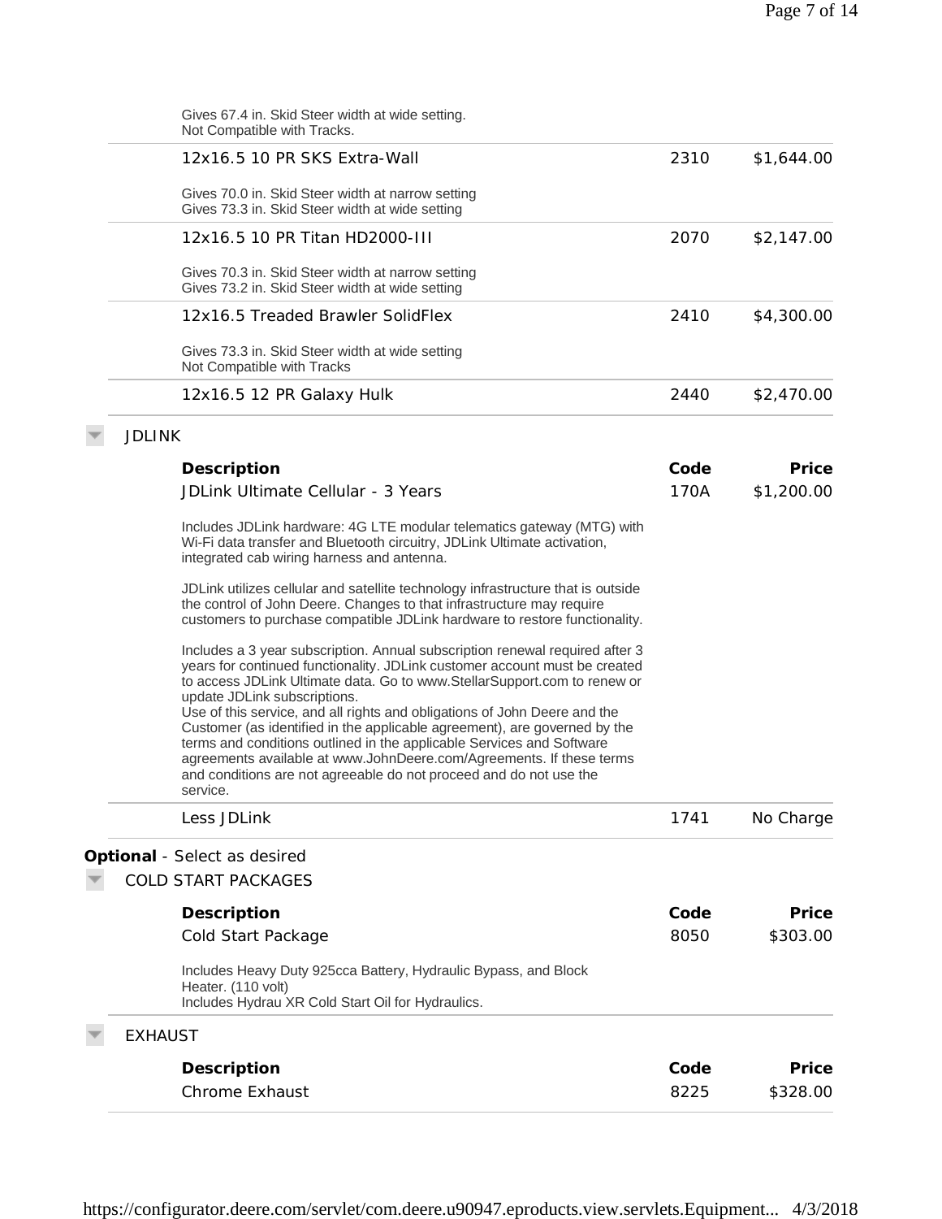Gives 67.4 in. Skid Steer width at wide setting.
Not Compatible with Tracks.

| Description | Code | Price |
|---|---|---|
| 12x16.5 10 PR SKS Extra-Wall | 2310 | $1,644.00 |

Gives 70.0 in. Skid Steer width at narrow setting
Gives 73.3 in. Skid Steer width at wide setting

| Description | Code | Price |
|---|---|---|
| 12x16.5 10 PR Titan HD2000-III | 2070 | $2,147.00 |

Gives 70.3 in. Skid Steer width at narrow setting
Gives 73.2 in. Skid Steer width at wide setting

| Description | Code | Price |
|---|---|---|
| 12x16.5 Treaded Brawler SolidFlex | 2410 | $4,300.00 |

Gives 73.3 in. Skid Steer width at wide setting
Not Compatible with Tracks

| Description | Code | Price |
|---|---|---|
| 12x16.5 12 PR Galaxy Hulk | 2440 | $2,470.00 |

## JDLINK

| Description | Code | Price |
|---|---|---|
| JDLink Ultimate Cellular - 3 Years | 170A | $1,200.00 |

Includes JDLink hardware: 4G LTE modular telematics gateway (MTG) with Wi-Fi data transfer and Bluetooth circuitry, JDLink Ultimate activation, integrated cab wiring harness and antenna.

JDLink utilizes cellular and satellite technology infrastructure that is outside the control of John Deere. Changes to that infrastructure may require customers to purchase compatible JDLink hardware to restore functionality.

Includes a 3 year subscription. Annual subscription renewal required after 3 years for continued functionality. JDLink customer account must be created to access JDLink Ultimate data. Go to www.StellarSupport.com to renew or update JDLink subscriptions.
Use of this service, and all rights and obligations of John Deere and the Customer (as identified in the applicable agreement), are governed by the terms and conditions outlined in the applicable Services and Software agreements available at www.JohnDeere.com/Agreements. If these terms and conditions are not agreeable do not proceed and do not use the service.

| Description | Code | Price |
|---|---|---|
| Less JDLink | 1741 | No Charge |

**Optional** - Select as desired

## COLD START PACKAGES

| Description | Code | Price |
|---|---|---|
| Cold Start Package | 8050 | $303.00 |

Includes Heavy Duty 925cca Battery, Hydraulic Bypass, and Block Heater. (110 volt)
Includes Hydrau XR Cold Start Oil for Hydraulics.

## EXHAUST

| Description | Code | Price |
|---|---|---|
| Chrome Exhaust | 8225 | $328.00 |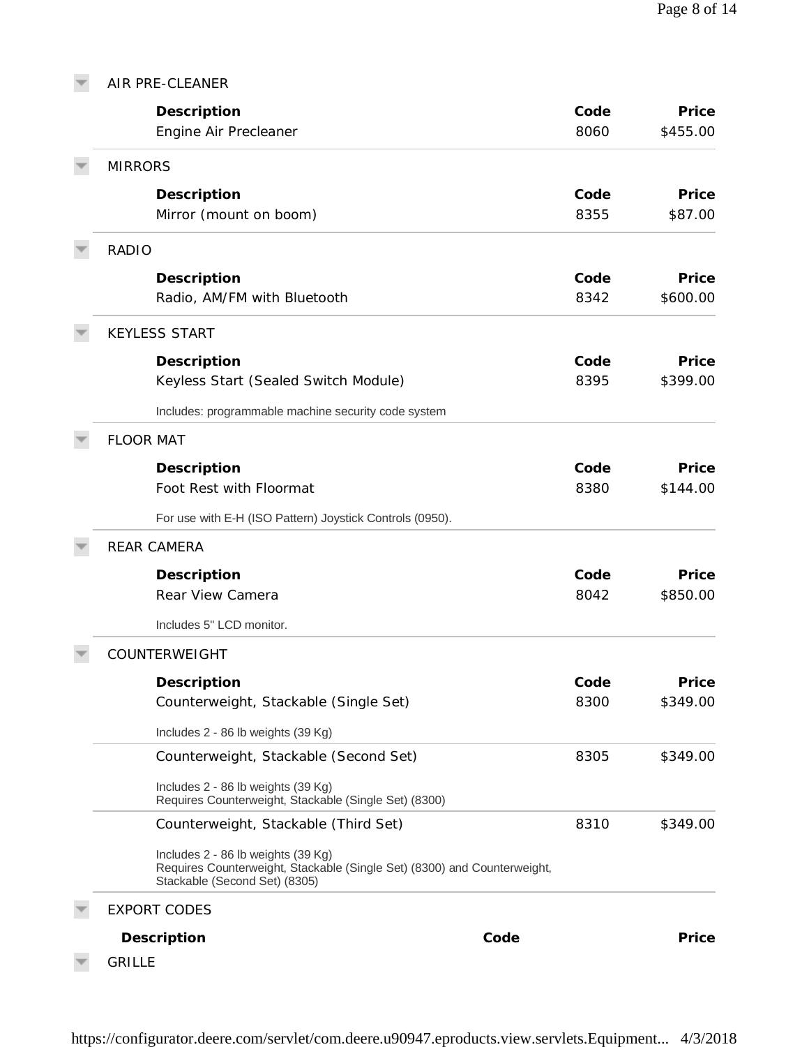## AIR PRE-CLEANER

| Description | Code | Price |
|---|---|---|
| Engine Air Precleaner | 8060 | $455.00 |

## MIRRORS

| Description | Code | Price |
|---|---|---|
| Mirror (mount on boom) | 8355 | $87.00 |

## RADIO

| Description | Code | Price |
|---|---|---|
| Radio, AM/FM with Bluetooth | 8342 | $600.00 |

## KEYLESS START

| Description | Code | Price |
|---|---|---|
| Keyless Start (Sealed Switch Module) | 8395 | $399.00 |

Includes: programmable machine security code system

## FLOOR MAT

| Description | Code | Price |
|---|---|---|
| Foot Rest with Floormat | 8380 | $144.00 |

For use with E-H (ISO Pattern) Joystick Controls (0950).

## REAR CAMERA

| Description | Code | Price |
|---|---|---|
| Rear View Camera | 8042 | $850.00 |

Includes 5" LCD monitor.

## COUNTERWEIGHT

| Description | Code | Price |
|---|---|---|
| Counterweight, Stackable (Single Set) | 8300 | $349.00 |

Includes 2 - 86 lb weights (39 Kg)

| Description | Code | Price |
|---|---|---|
| Counterweight, Stackable (Second Set) | 8305 | $349.00 |

Includes 2 - 86 lb weights (39 Kg)
Requires Counterweight, Stackable (Single Set) (8300)

| Description | Code | Price |
|---|---|---|
| Counterweight, Stackable (Third Set) | 8310 | $349.00 |

Includes 2 - 86 lb weights (39 Kg)
Requires Counterweight, Stackable (Single Set) (8300) and Counterweight, Stackable (Second Set) (8305)

## EXPORT CODES

| Description | Code | Price |
|---|---|---|

## GRILLE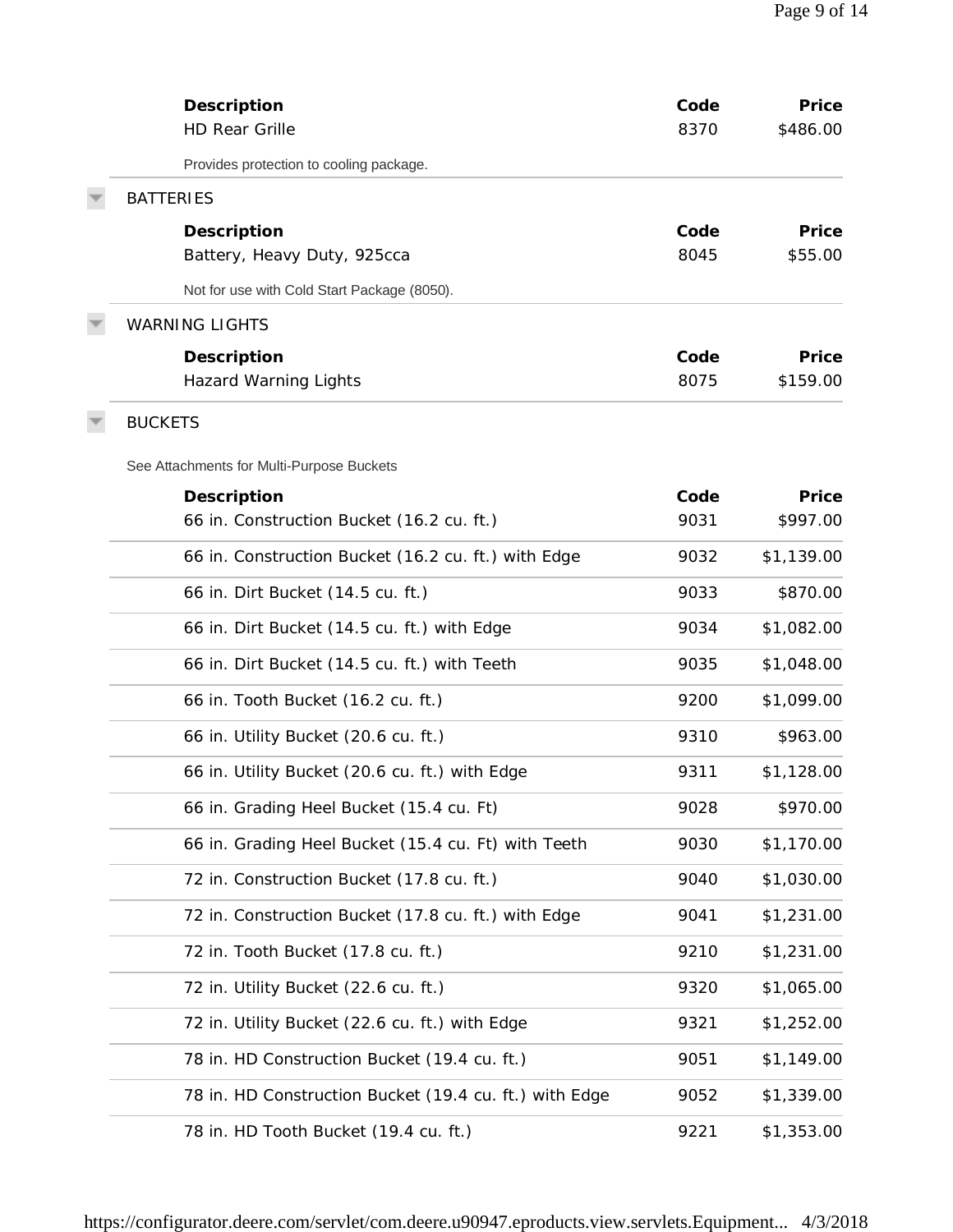| Description | Code | Price |
| --- | --- | --- |
| HD Rear Grille | 8370 | $486.00 |

Provides protection to cooling package.

## BATTERIES

| Description | Code | Price |
| --- | --- | --- |
| Battery, Heavy Duty, 925cca | 8045 | $55.00 |

Not for use with Cold Start Package (8050).

## WARNING LIGHTS

| Description | Code | Price |
| --- | --- | --- |
| Hazard Warning Lights | 8075 | $159.00 |

## BUCKETS

See Attachments for Multi-Purpose Buckets

| Description | Code | Price |
| --- | --- | --- |
| 66 in. Construction Bucket (16.2 cu. ft.) | 9031 | $997.00 |
| 66 in. Construction Bucket (16.2 cu. ft.) with Edge | 9032 | $1,139.00 |
| 66 in. Dirt Bucket (14.5 cu. ft.) | 9033 | $870.00 |
| 66 in. Dirt Bucket (14.5 cu. ft.) with Edge | 9034 | $1,082.00 |
| 66 in. Dirt Bucket (14.5 cu. ft.) with Teeth | 9035 | $1,048.00 |
| 66 in. Tooth Bucket (16.2 cu. ft.) | 9200 | $1,099.00 |
| 66 in. Utility Bucket (20.6 cu. ft.) | 9310 | $963.00 |
| 66 in. Utility Bucket (20.6 cu. ft.) with Edge | 9311 | $1,128.00 |
| 66 in. Grading Heel Bucket (15.4 cu. Ft) | 9028 | $970.00 |
| 66 in. Grading Heel Bucket (15.4 cu. Ft) with Teeth | 9030 | $1,170.00 |
| 72 in. Construction Bucket (17.8 cu. ft.) | 9040 | $1,030.00 |
| 72 in. Construction Bucket (17.8 cu. ft.) with Edge | 9041 | $1,231.00 |
| 72 in. Tooth Bucket (17.8 cu. ft.) | 9210 | $1,231.00 |
| 72 in. Utility Bucket (22.6 cu. ft.) | 9320 | $1,065.00 |
| 72 in. Utility Bucket (22.6 cu. ft.) with Edge | 9321 | $1,252.00 |
| 78 in. HD Construction Bucket (19.4 cu. ft.) | 9051 | $1,149.00 |
| 78 in. HD Construction Bucket (19.4 cu. ft.) with Edge | 9052 | $1,339.00 |
| 78 in. HD Tooth Bucket (19.4 cu. ft.) | 9221 | $1,353.00 |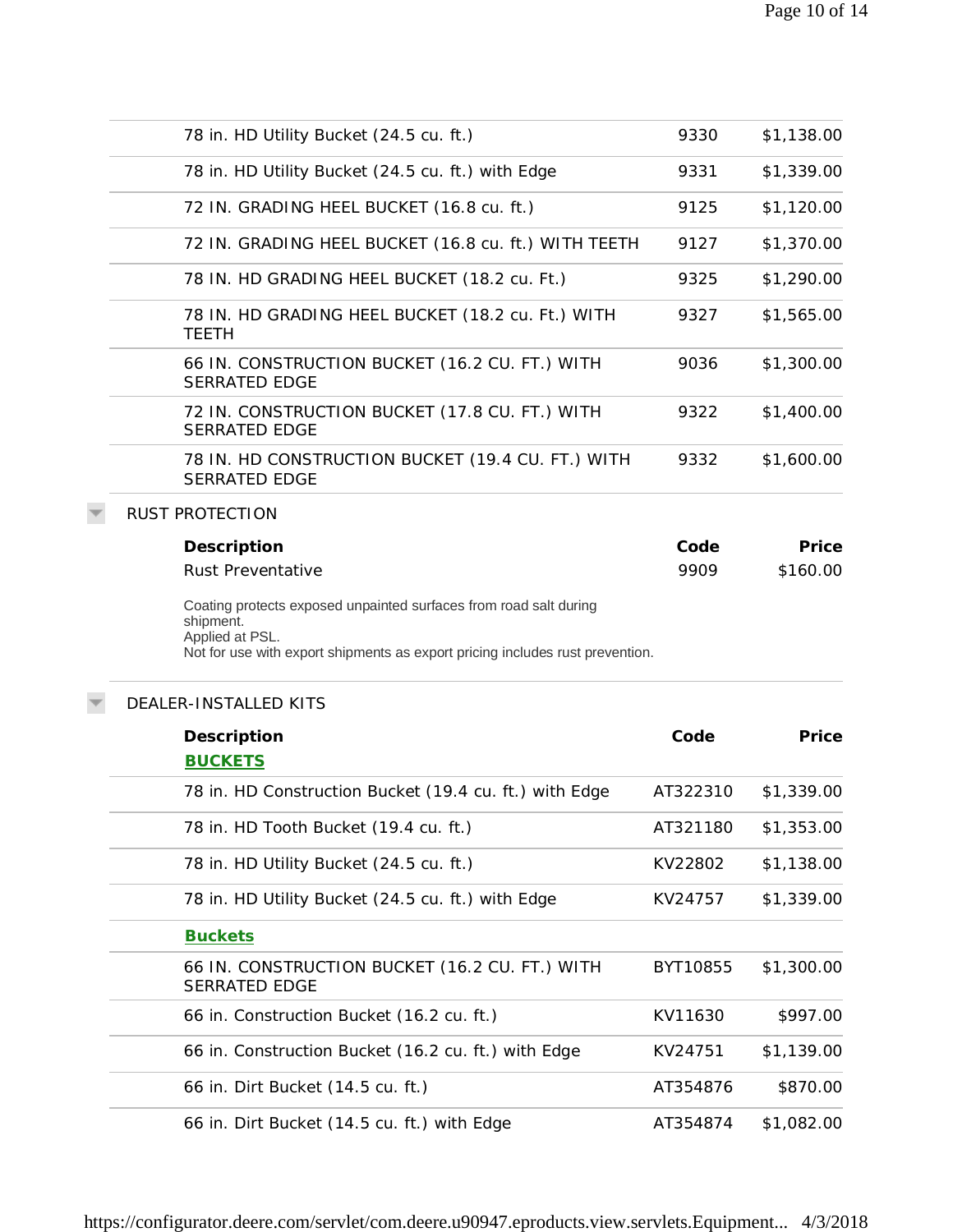| Description | Code | Price |
|---|---|---|
| 78 in. HD Utility Bucket (24.5 cu. ft.) | 9330 | $1,138.00 |
| 78 in. HD Utility Bucket (24.5 cu. ft.) with Edge | 9331 | $1,339.00 |
| 72 IN. GRADING HEEL BUCKET (16.8 cu. ft.) | 9125 | $1,120.00 |
| 72 IN. GRADING HEEL BUCKET (16.8 cu. ft.) WITH TEETH | 9127 | $1,370.00 |
| 78 IN. HD GRADING HEEL BUCKET (18.2 cu. Ft.) | 9325 | $1,290.00 |
| 78 IN. HD GRADING HEEL BUCKET (18.2 cu. Ft.) WITH TEETH | 9327 | $1,565.00 |
| 66 IN. CONSTRUCTION BUCKET (16.2 CU. FT.) WITH SERRATED EDGE | 9036 | $1,300.00 |
| 72 IN. CONSTRUCTION BUCKET (17.8 CU. FT.) WITH SERRATED EDGE | 9322 | $1,400.00 |
| 78 IN. HD CONSTRUCTION BUCKET (19.4 CU. FT.) WITH SERRATED EDGE | 9332 | $1,600.00 |

## RUST PROTECTION

| Description | Code | Price |
|---|---|---|
| Rust Preventative | 9909 | $160.00 |

Coating protects exposed unpainted surfaces from road salt during shipment.
Applied at PSL.
Not for use with export shipments as export pricing includes rust prevention.

## DEALER-INSTALLED KITS

| Description | Code | Price |
|---|---|---|
| **BUCKETS** | | |
| 78 in. HD Construction Bucket (19.4 cu. ft.) with Edge | AT322310 | $1,339.00 |
| 78 in. HD Tooth Bucket (19.4 cu. ft.) | AT321180 | $1,353.00 |
| 78 in. HD Utility Bucket (24.5 cu. ft.) | KV22802 | $1,138.00 |
| 78 in. HD Utility Bucket (24.5 cu. ft.) with Edge | KV24757 | $1,339.00 |
| **Buckets** | | |
| 66 IN. CONSTRUCTION BUCKET (16.2 CU. FT.) WITH SERRATED EDGE | BYT10855 | $1,300.00 |
| 66 in. Construction Bucket (16.2 cu. ft.) | KV11630 | $997.00 |
| 66 in. Construction Bucket (16.2 cu. ft.) with Edge | KV24751 | $1,139.00 |
| 66 in. Dirt Bucket (14.5 cu. ft.) | AT354876 | $870.00 |
| 66 in. Dirt Bucket (14.5 cu. ft.) with Edge | AT354874 | $1,082.00 |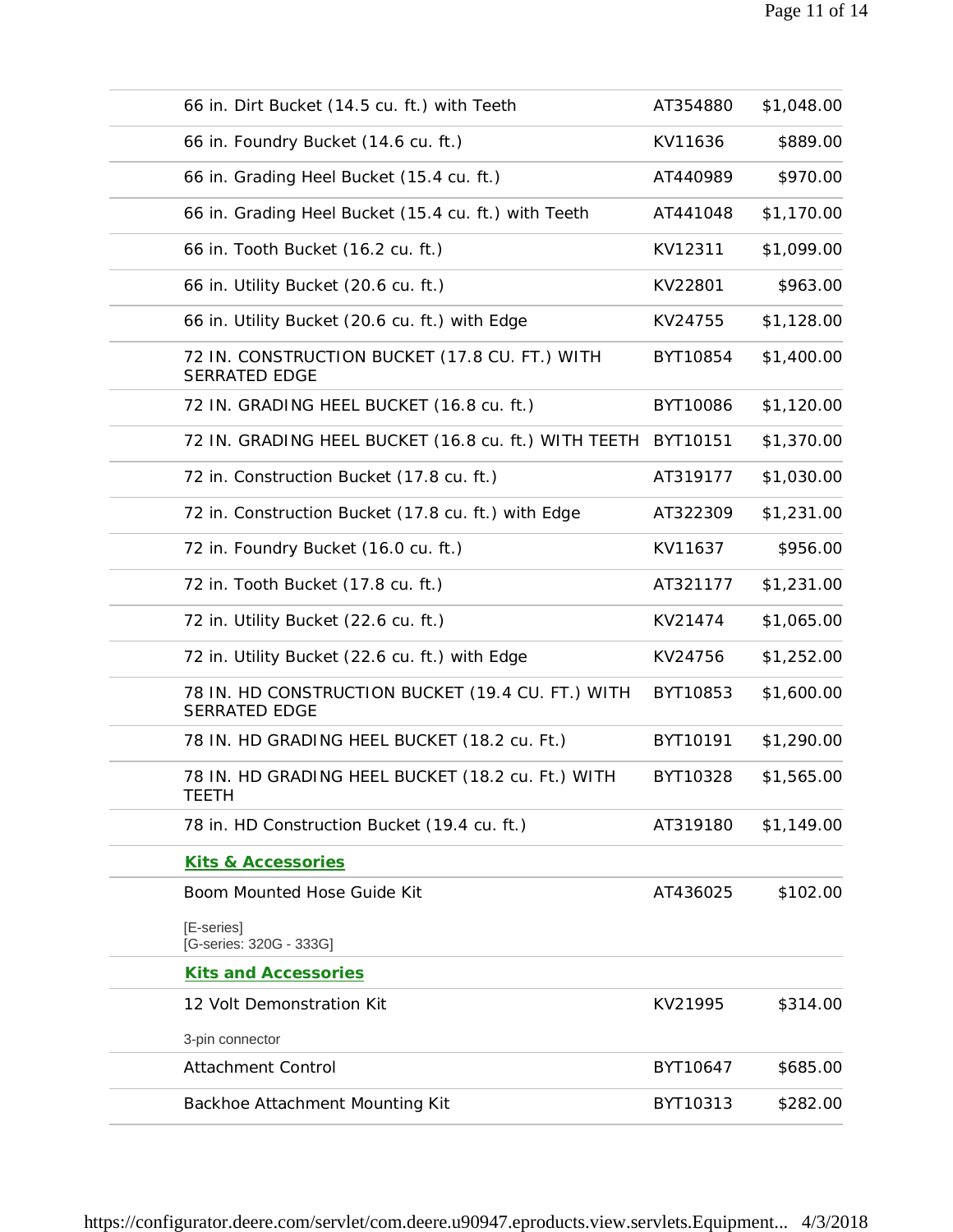| | | |
|---|---|---|
| 66 in. Dirt Bucket (14.5 cu. ft.) with Teeth | AT354880 | $1,048.00 |
| 66 in. Foundry Bucket (14.6 cu. ft.) | KV11636 | $889.00 |
| 66 in. Grading Heel Bucket (15.4 cu. ft.) | AT440989 | $970.00 |
| 66 in. Grading Heel Bucket (15.4 cu. ft.) with Teeth | AT441048 | $1,170.00 |
| 66 in. Tooth Bucket (16.2 cu. ft.) | KV12311 | $1,099.00 |
| 66 in. Utility Bucket (20.6 cu. ft.) | KV22801 | $963.00 |
| 66 in. Utility Bucket (20.6 cu. ft.) with Edge | KV24755 | $1,128.00 |
| 72 IN. CONSTRUCTION BUCKET (17.8 CU. FT.) WITH SERRATED EDGE | BYT10854 | $1,400.00 |
| 72 IN. GRADING HEEL BUCKET (16.8 cu. ft.) | BYT10086 | $1,120.00 |
| 72 IN. GRADING HEEL BUCKET (16.8 cu. ft.) WITH TEETH | BYT10151 | $1,370.00 |
| 72 in. Construction Bucket (17.8 cu. ft.) | AT319177 | $1,030.00 |
| 72 in. Construction Bucket (17.8 cu. ft.) with Edge | AT322309 | $1,231.00 |
| 72 in. Foundry Bucket (16.0 cu. ft.) | KV11637 | $956.00 |
| 72 in. Tooth Bucket (17.8 cu. ft.) | AT321177 | $1,231.00 |
| 72 in. Utility Bucket (22.6 cu. ft.) | KV21474 | $1,065.00 |
| 72 in. Utility Bucket (22.6 cu. ft.) with Edge | KV24756 | $1,252.00 |
| 78 IN. HD CONSTRUCTION BUCKET (19.4 CU. FT.) WITH SERRATED EDGE | BYT10853 | $1,600.00 |
| 78 IN. HD GRADING HEEL BUCKET (18.2 cu. Ft.) | BYT10191 | $1,290.00 |
| 78 IN. HD GRADING HEEL BUCKET (18.2 cu. Ft.) WITH TEETH | BYT10328 | $1,565.00 |
| 78 in. HD Construction Bucket (19.4 cu. ft.) | AT319180 | $1,149.00 |
| **Kits & Accessories** | | |
| Boom Mounted Hose Guide Kit<br>[E-series]<br>[G-series: 320G - 333G] | AT436025 | $102.00 |
| **Kits and Accessories** | | |
| 12 Volt Demonstration Kit<br>3-pin connector | KV21995 | $314.00 |
| Attachment Control | BYT10647 | $685.00 |
| Backhoe Attachment Mounting Kit | BYT10313 | $282.00 |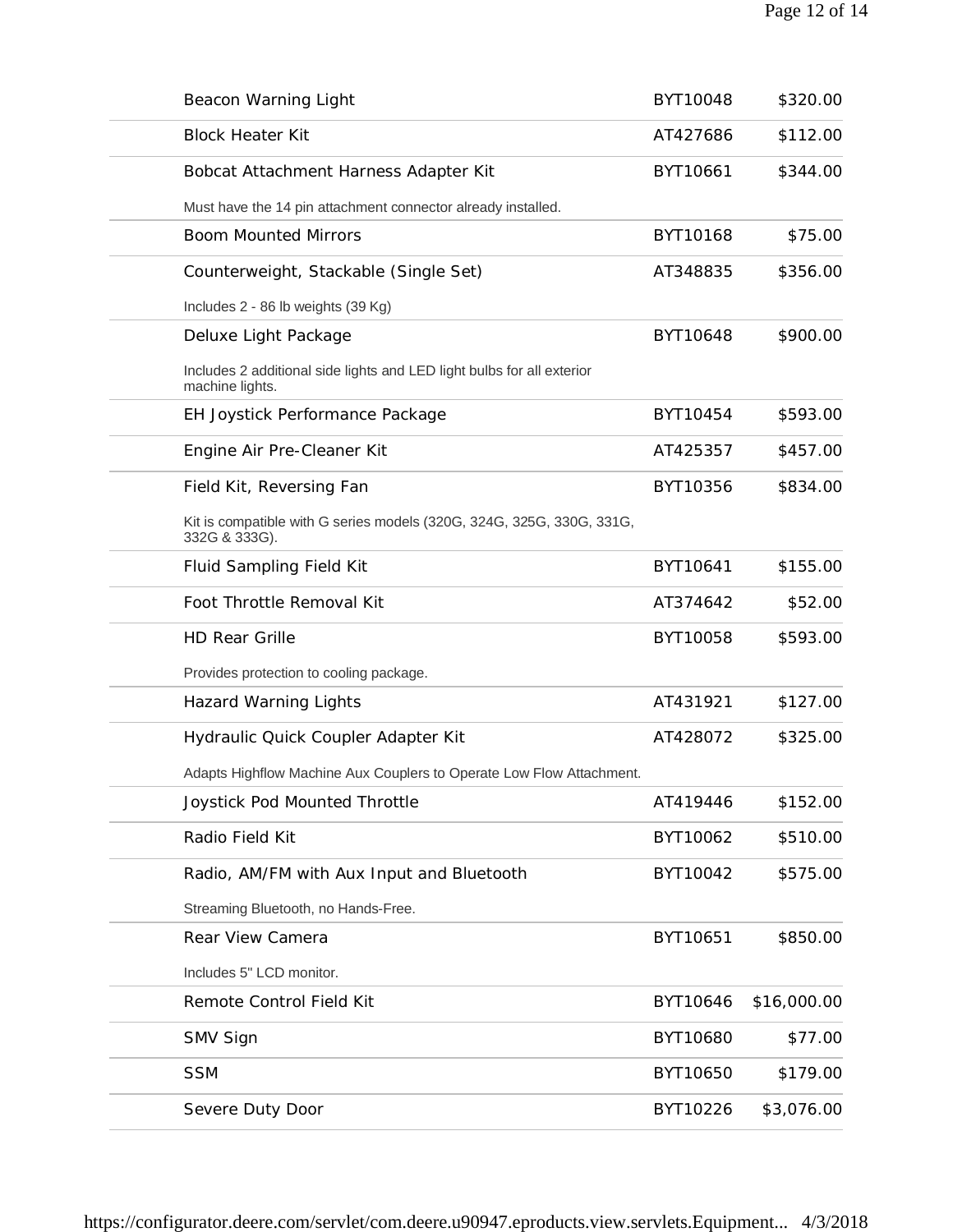| Item | Part Number | Price |
|---|---|---|
| Beacon Warning Light | BYT10048 | $320.00 |
| Block Heater Kit | AT427686 | $112.00 |
| Bobcat Attachment Harness Adapter Kit<br>Must have the 14 pin attachment connector already installed. | BYT10661 | $344.00 |
| Boom Mounted Mirrors | BYT10168 | $75.00 |
| Counterweight, Stackable (Single Set)<br>Includes 2 - 86 lb weights (39 Kg) | AT348835 | $356.00 |
| Deluxe Light Package<br>Includes 2 additional side lights and LED light bulbs for all exterior machine lights. | BYT10648 | $900.00 |
| EH Joystick Performance Package | BYT10454 | $593.00 |
| Engine Air Pre-Cleaner Kit | AT425357 | $457.00 |
| Field Kit, Reversing Fan<br>Kit is compatible with G series models (320G, 324G, 325G, 330G, 331G, 332G & 333G). | BYT10356 | $834.00 |
| Fluid Sampling Field Kit | BYT10641 | $155.00 |
| Foot Throttle Removal Kit | AT374642 | $52.00 |
| HD Rear Grille<br>Provides protection to cooling package. | BYT10058 | $593.00 |
| Hazard Warning Lights | AT431921 | $127.00 |
| Hydraulic Quick Coupler Adapter Kit<br>Adapts Highflow Machine Aux Couplers to Operate Low Flow Attachment. | AT428072 | $325.00 |
| Joystick Pod Mounted Throttle | AT419446 | $152.00 |
| Radio Field Kit | BYT10062 | $510.00 |
| Radio, AM/FM with Aux Input and Bluetooth<br>Streaming Bluetooth, no Hands-Free. | BYT10042 | $575.00 |
| Rear View Camera<br>Includes 5" LCD monitor. | BYT10651 | $850.00 |
| Remote Control Field Kit | BYT10646 | $16,000.00 |
| SMV Sign | BYT10680 | $77.00 |
| SSM | BYT10650 | $179.00 |
| Severe Duty Door | BYT10226 | $3,076.00 |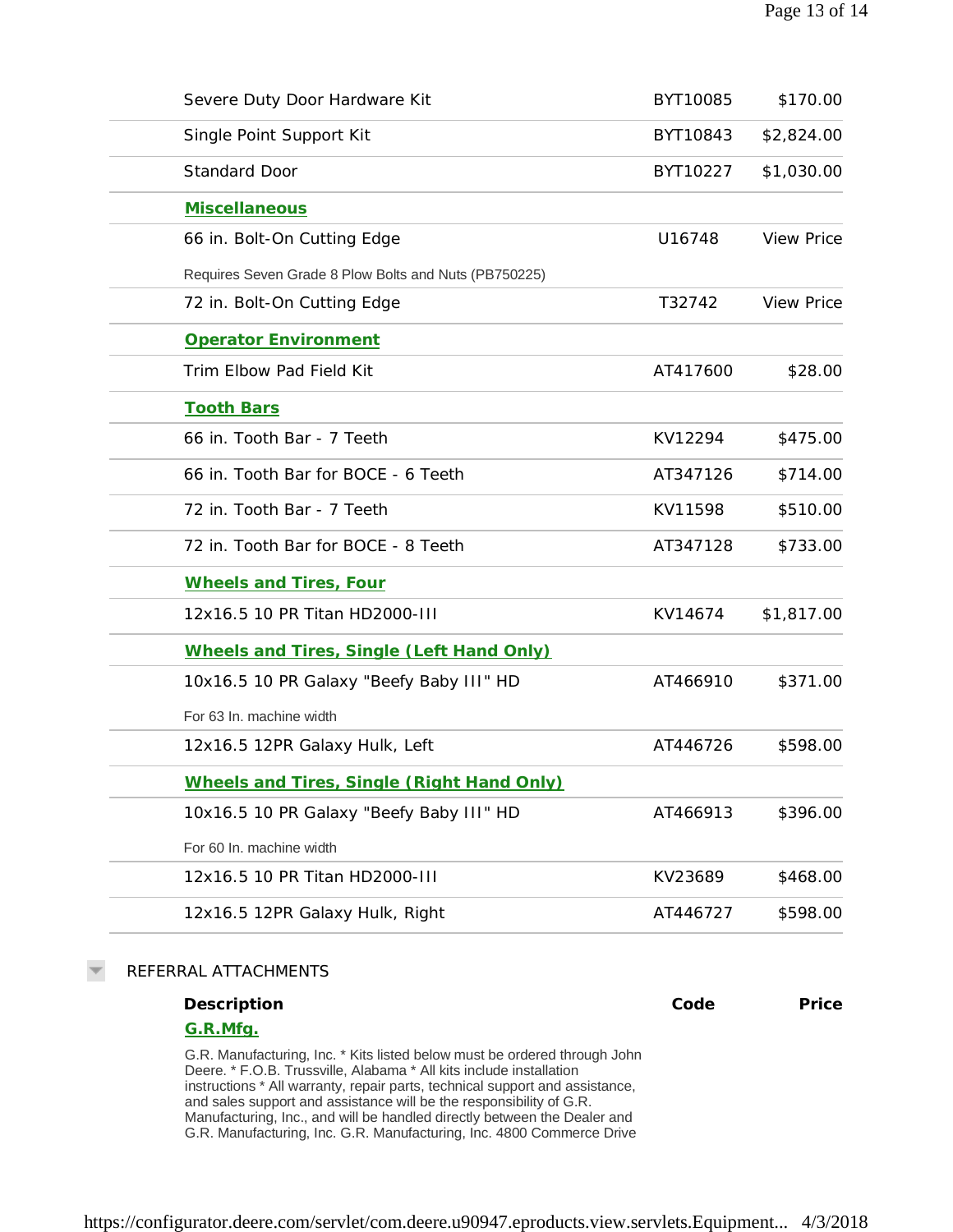| Description | Code | Price |
|---|---|---|
| Severe Duty Door Hardware Kit | BYT10085 | $170.00 |
| Single Point Support Kit | BYT10843 | $2,824.00 |
| Standard Door | BYT10227 | $1,030.00 |
| **Miscellaneous** | | |
| 66 in. Bolt-On Cutting Edge<br>Requires Seven Grade 8 Plow Bolts and Nuts (PB750225) | U16748 | View Price |
| 72 in. Bolt-On Cutting Edge | T32742 | View Price |
| **Operator Environment** | | |
| Trim Elbow Pad Field Kit | AT417600 | $28.00 |
| **Tooth Bars** | | |
| 66 in. Tooth Bar - 7 Teeth | KV12294 | $475.00 |
| 66 in. Tooth Bar for BOCE - 6 Teeth | AT347126 | $714.00 |
| 72 in. Tooth Bar - 7 Teeth | KV11598 | $510.00 |
| 72 in. Tooth Bar for BOCE - 8 Teeth | AT347128 | $733.00 |
| **Wheels and Tires, Four** | | |
| 12x16.5 10 PR Titan HD2000-III | KV14674 | $1,817.00 |
| **Wheels and Tires, Single (Left Hand Only)** | | |
| 10x16.5 10 PR Galaxy "Beefy Baby III" HD<br>For 63 In. machine width | AT466910 | $371.00 |
| 12x16.5 12PR Galaxy Hulk, Left | AT446726 | $598.00 |
| **Wheels and Tires, Single (Right Hand Only)** | | |
| 10x16.5 10 PR Galaxy "Beefy Baby III" HD<br>For 60 In. machine width | AT466913 | $396.00 |
| 12x16.5 10 PR Titan HD2000-III | KV23689 | $468.00 |
| 12x16.5 12PR Galaxy Hulk, Right | AT446727 | $598.00 |

## REFERRAL ATTACHMENTS

| Description | Code | Price |
|---|---|---|
| **G.R.Mfg.** | | |
| G.R. Manufacturing, Inc. * Kits listed below must be ordered through John Deere. * F.O.B. Trussville, Alabama * All kits include installation instructions * All warranty, repair parts, technical support and assistance, and sales support and assistance will be the responsibility of G.R. Manufacturing, Inc., and will be handled directly between the Dealer and G.R. Manufacturing, Inc. G.R. Manufacturing, Inc. 4800 Commerce Drive | | |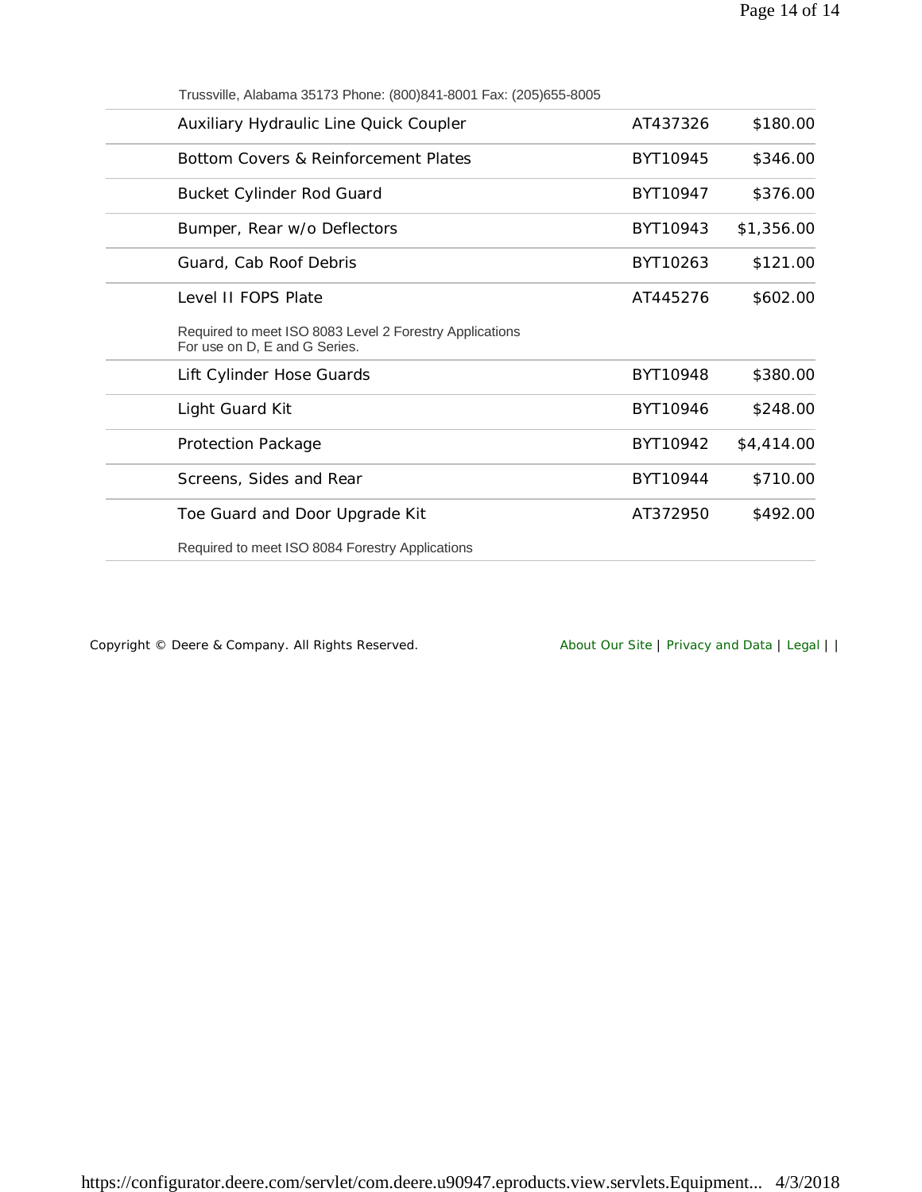Trussville, Alabama 35173 Phone: (800)841-8001 Fax: (205)655-8005

| | | |
|---|---|---|
| Auxiliary Hydraulic Line Quick Coupler | AT437326 | $180.00 |
| Bottom Covers & Reinforcement Plates | BYT10945 | $346.00 |
| Bucket Cylinder Rod Guard | BYT10947 | $376.00 |
| Bumper, Rear w/o Deflectors | BYT10943 | $1,356.00 |
| Guard, Cab Roof Debris | BYT10263 | $121.00 |
| Level II FOPS Plate<br>Required to meet ISO 8083 Level 2 Forestry Applications<br>For use on D, E and G Series. | AT445276 | $602.00 |
| Lift Cylinder Hose Guards | BYT10948 | $380.00 |
| Light Guard Kit | BYT10946 | $248.00 |
| Protection Package | BYT10942 | $4,414.00 |
| Screens, Sides and Rear | BYT10944 | $710.00 |
| Toe Guard and Door Upgrade Kit<br>Required to meet ISO 8084 Forestry Applications | AT372950 | $492.00 |

Copyright © Deere & Company. All Rights Reserved.

About Our Site | Privacy and Data | Legal | |